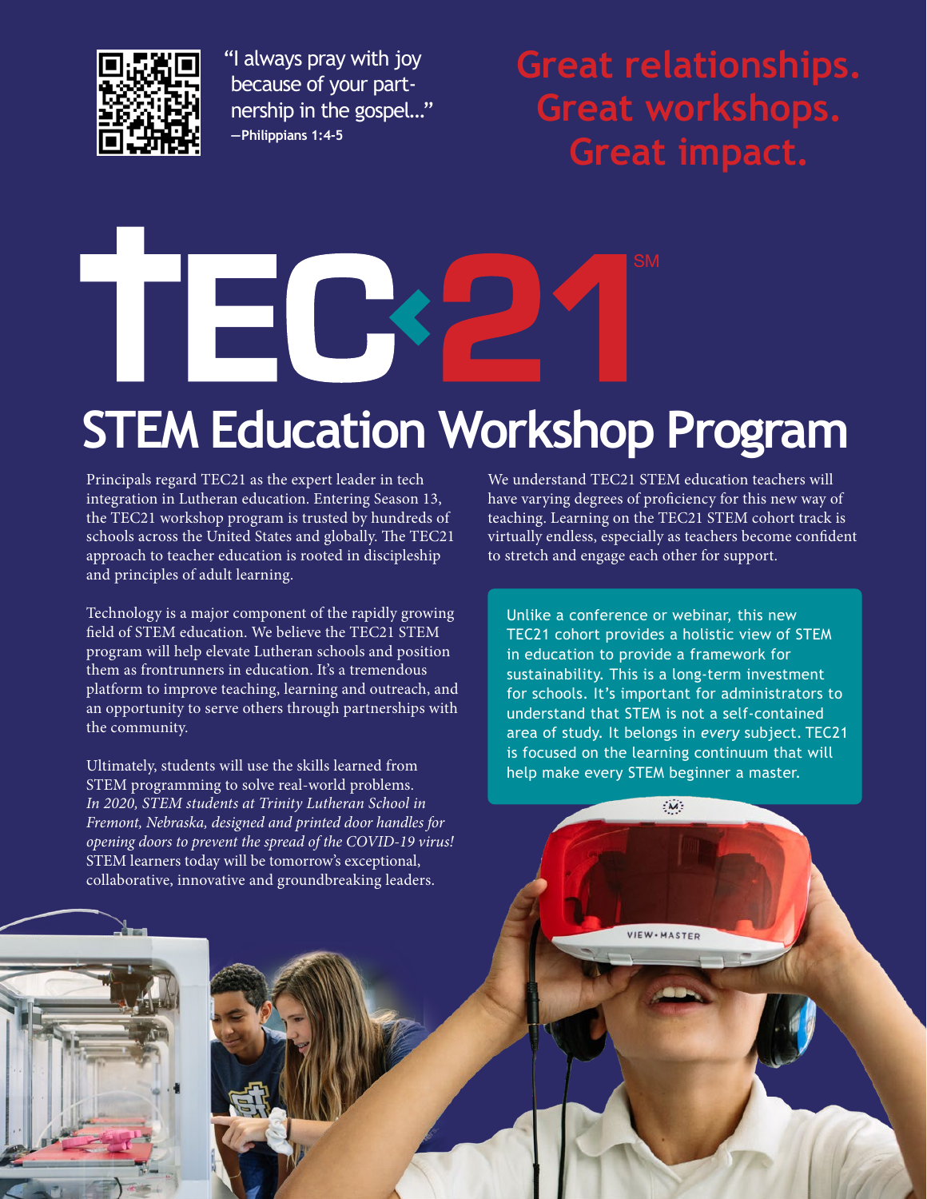"I always pray with joy because of your partnership in the gospel..."
—**Philippians 1:4-5**

**Great relationships.
Great workshops.
Great impact.**

# TEC21℠

## STEM Education Workshop Program

Principals regard TEC21 as the expert leader in tech integration in Lutheran education. Entering Season 13, the TEC21 workshop program is trusted by hundreds of schools across the United States and globally. The TEC21 approach to teacher education is rooted in discipleship and principles of adult learning.

Technology is a major component of the rapidly growing field of STEM education. We believe the TEC21 STEM program will help elevate Lutheran schools and position them as frontrunners in education. It's a tremendous platform to improve teaching, learning and outreach, and an opportunity to serve others through partnerships with the community.

Ultimately, students will use the skills learned from STEM programming to solve real-world problems. *In 2020, STEM students at Trinity Lutheran School in Fremont, Nebraska, designed and printed door handles for opening doors to prevent the spread of the COVID-19 virus!* STEM learners today will be tomorrow's exceptional, collaborative, innovative and groundbreaking leaders.

We understand TEC21 STEM education teachers will have varying degrees of proficiency for this new way of teaching. Learning on the TEC21 STEM cohort track is virtually endless, especially as teachers become confident to stretch and engage each other for support.

Unlike a conference or webinar, this new TEC21 cohort provides a holistic view of STEM in education to provide a framework for sustainability. This is a long-term investment for schools. It's important for administrators to understand that STEM is not a self-contained area of study. It belongs in *every* subject. TEC21 is focused on the learning continuum that will help make every STEM beginner a master.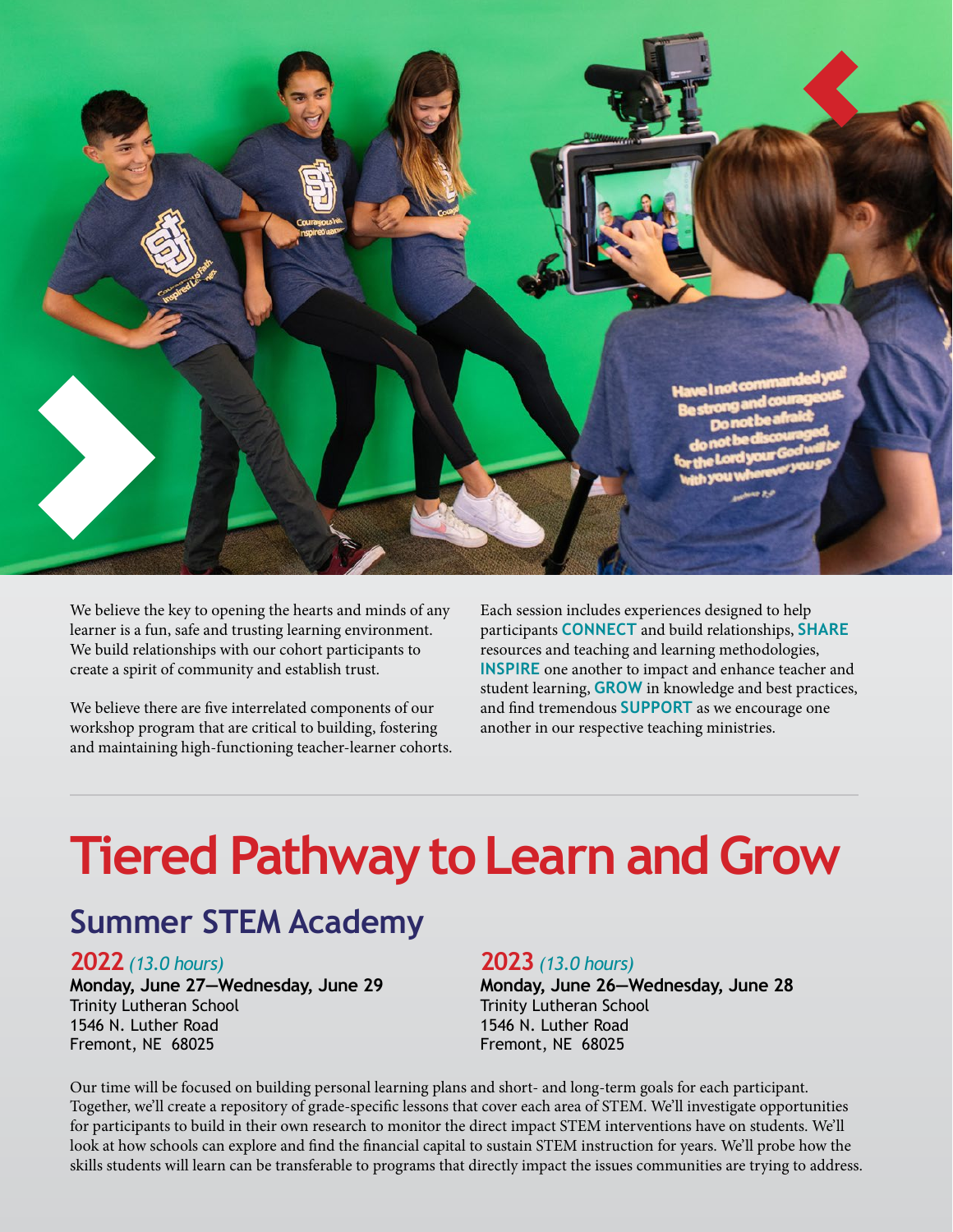We believe the key to opening the hearts and minds of any learner is a fun, safe and trusting learning environment. We build relationships with our cohort participants to create a spirit of community and establish trust.

We believe there are five interrelated components of our workshop program that are critical to building, fostering and maintaining high-functioning teacher-learner cohorts.

Each session includes experiences designed to help participants **CONNECT** and build relationships, **SHARE** resources and teaching and learning methodologies, **INSPIRE** one another to impact and enhance teacher and student learning, **GROW** in knowledge and best practices, and find tremendous **SUPPORT** as we encourage one another in our respective teaching ministries.

---

# Tiered Pathway to Learn and Grow

## Summer STEM Academy

### 2022 *(13.0 hours)*

**Monday, June 27—Wednesday, June 29**
Trinity Lutheran School
1546 N. Luther Road
Fremont, NE 68025

### 2023 *(13.0 hours)*

**Monday, June 26—Wednesday, June 28**
Trinity Lutheran School
1546 N. Luther Road
Fremont, NE 68025

Our time will be focused on building personal learning plans and short- and long-term goals for each participant. Together, we'll create a repository of grade-specific lessons that cover each area of STEM. We'll investigate opportunities for participants to build in their own research to monitor the direct impact STEM interventions have on students. We'll look at how schools can explore and find the financial capital to sustain STEM instruction for years. We'll probe how the skills students will learn can be transferable to programs that directly impact the issues communities are trying to address.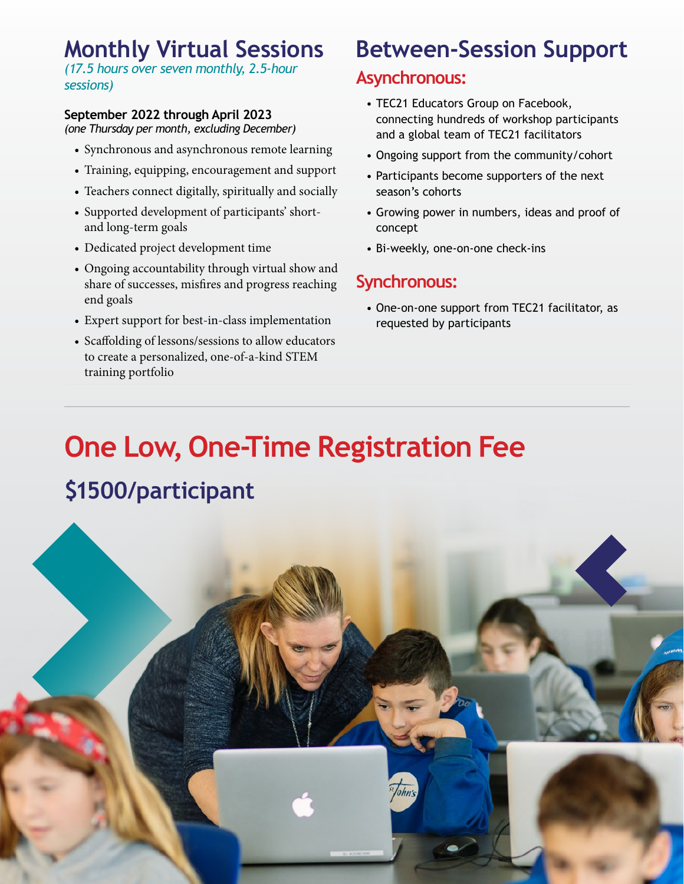## Monthly Virtual Sessions

*(17.5 hours over seven monthly, 2.5-hour sessions)*

**September 2022 through April 2023**
*(one Thursday per month, excluding December)*

- Synchronous and asynchronous remote learning
- Training, equipping, encouragement and support
- Teachers connect digitally, spiritually and socially
- Supported development of participants' short- and long-term goals
- Dedicated project development time
- Ongoing accountability through virtual show and share of successes, misfires and progress reaching end goals
- Expert support for best-in-class implementation
- Scaffolding of lessons/sessions to allow educators to create a personalized, one-of-a-kind STEM training portfolio

## Between-Session Support

### Asynchronous:

- TEC21 Educators Group on Facebook, connecting hundreds of workshop participants and a global team of TEC21 facilitators
- Ongoing support from the community/cohort
- Participants become supporters of the next season's cohorts
- Growing power in numbers, ideas and proof of concept
- Bi-weekly, one-on-one check-ins

### Synchronous:

- One-on-one support from TEC21 facilitator, as requested by participants

# One Low, One-Time Registration Fee

## $1500/participant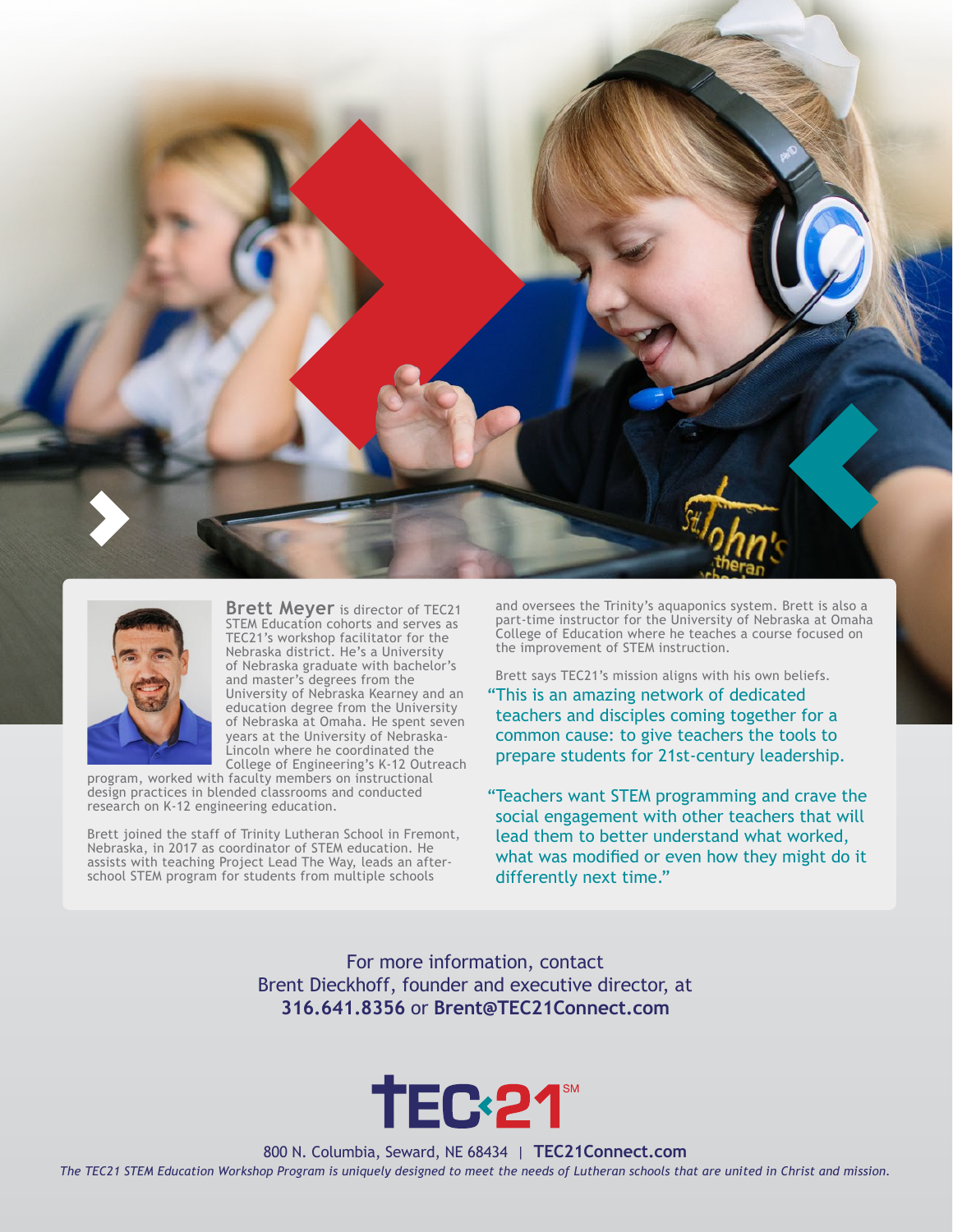**Brett Meyer** is director of TEC21 STEM Education cohorts and serves as TEC21's workshop facilitator for the Nebraska district. He's a University of Nebraska graduate with bachelor's and master's degrees from the University of Nebraska Kearney and an education degree from the University of Nebraska at Omaha. He spent seven years at the University of Nebraska-Lincoln where he coordinated the College of Engineering's K-12 Outreach program, worked with faculty members on instructional design practices in blended classrooms and conducted research on K-12 engineering education.

Brett joined the staff of Trinity Lutheran School in Fremont, Nebraska, in 2017 as coordinator of STEM education. He assists with teaching Project Lead The Way, leads an after-school STEM program for students from multiple schools and oversees the Trinity's aquaponics system. Brett is also a part-time instructor for the University of Nebraska at Omaha College of Education where he teaches a course focused on the improvement of STEM instruction.

Brett says TEC21's mission aligns with his own beliefs.

"This is an amazing network of dedicated teachers and disciples coming together for a common cause: to give teachers the tools to prepare students for 21st-century leadership.

"Teachers want STEM programming and crave the social engagement with other teachers that will lead them to better understand what worked, what was modified or even how they might do it differently next time."

For more information, contact
Brent Dieckhoff, founder and executive director, at
**316.641.8356** or **Brent@TEC21Connect.com**

TEC21℠

800 N. Columbia, Seward, NE 68434 | **TEC21Connect.com**

*The TEC21 STEM Education Workshop Program is uniquely designed to meet the needs of Lutheran schools that are united in Christ and mission.*